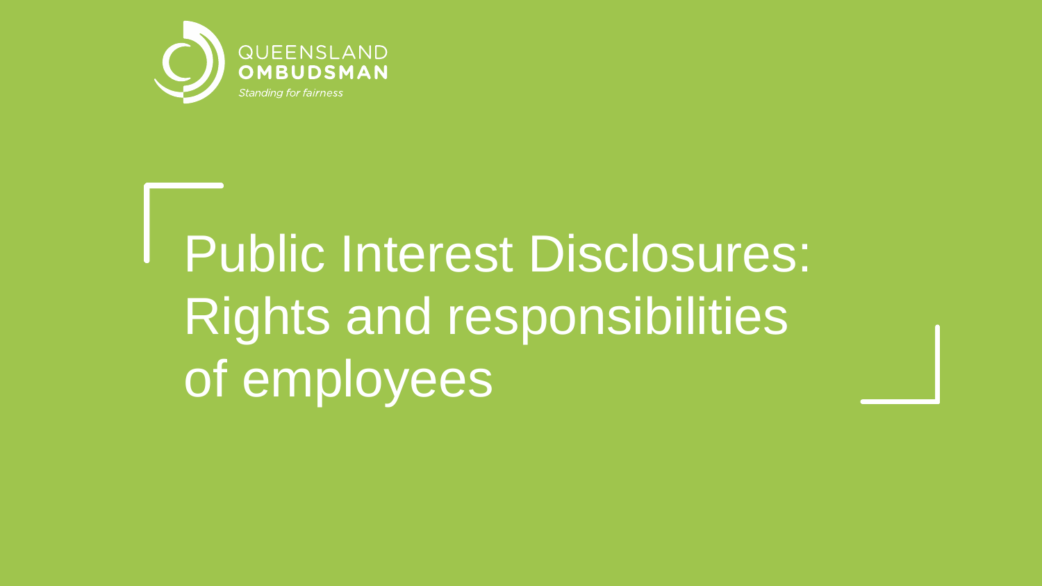QUEENSLAND
OMBUDSMAN
*Standing for fairness*

# Public Interest Disclosures: Rights and responsibilities of employees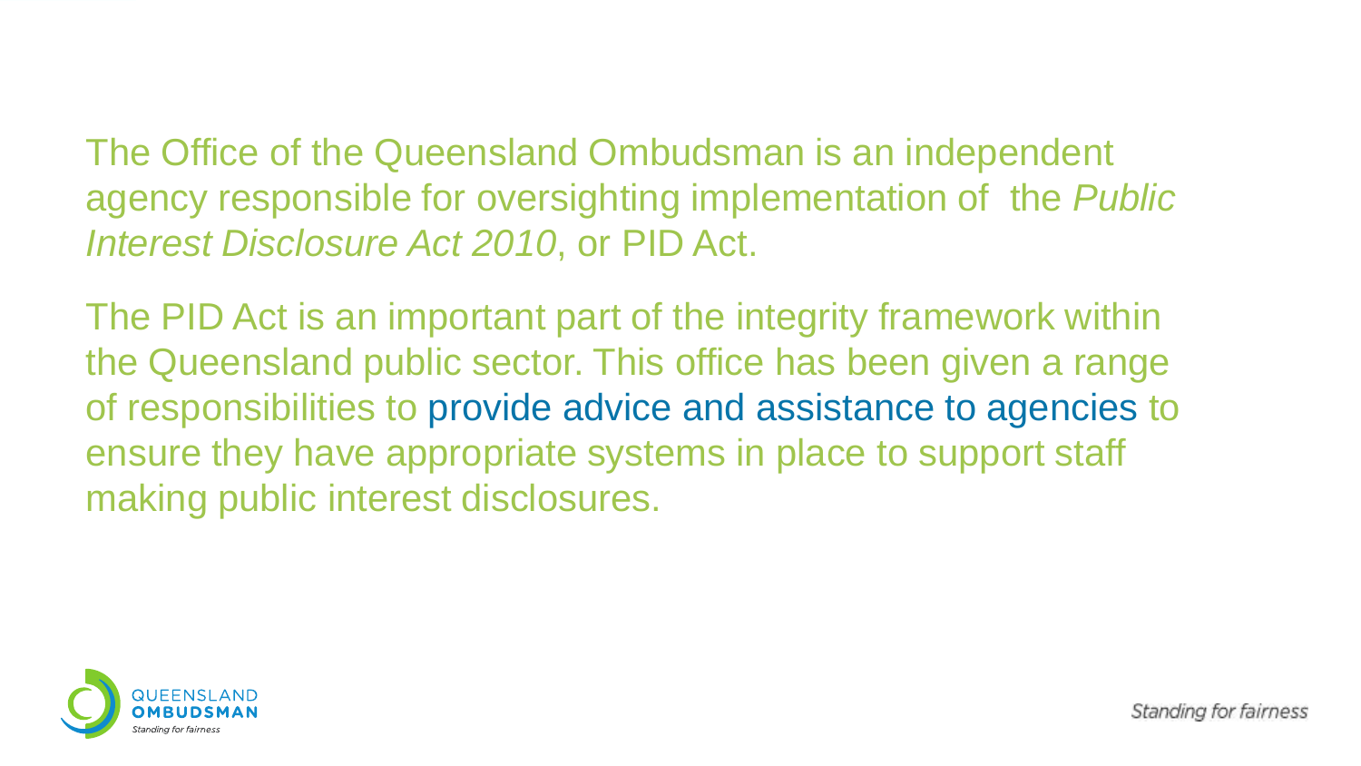The Office of the Queensland Ombudsman is an independent agency responsible for oversighting implementation of the *Public Interest Disclosure Act 2010*, or PID Act.

The PID Act is an important part of the integrity framework within the Queensland public sector. This office has been given a range of responsibilities to provide advice and assistance to agencies to ensure they have appropriate systems in place to support staff making public interest disclosures.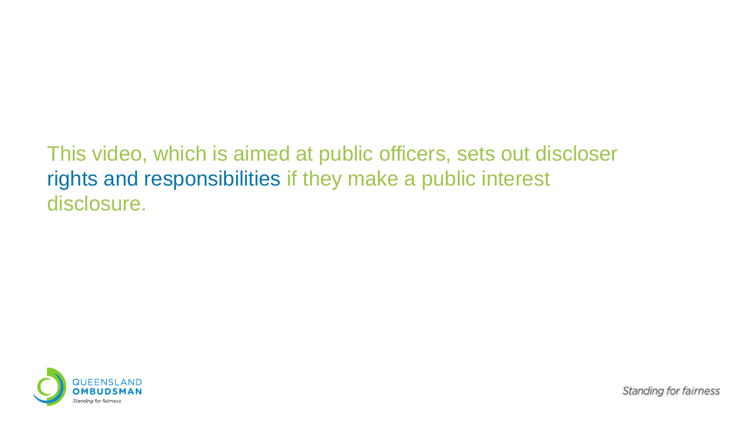This video, which is aimed at public officers, sets out discloser rights and responsibilities if they make a public interest disclosure.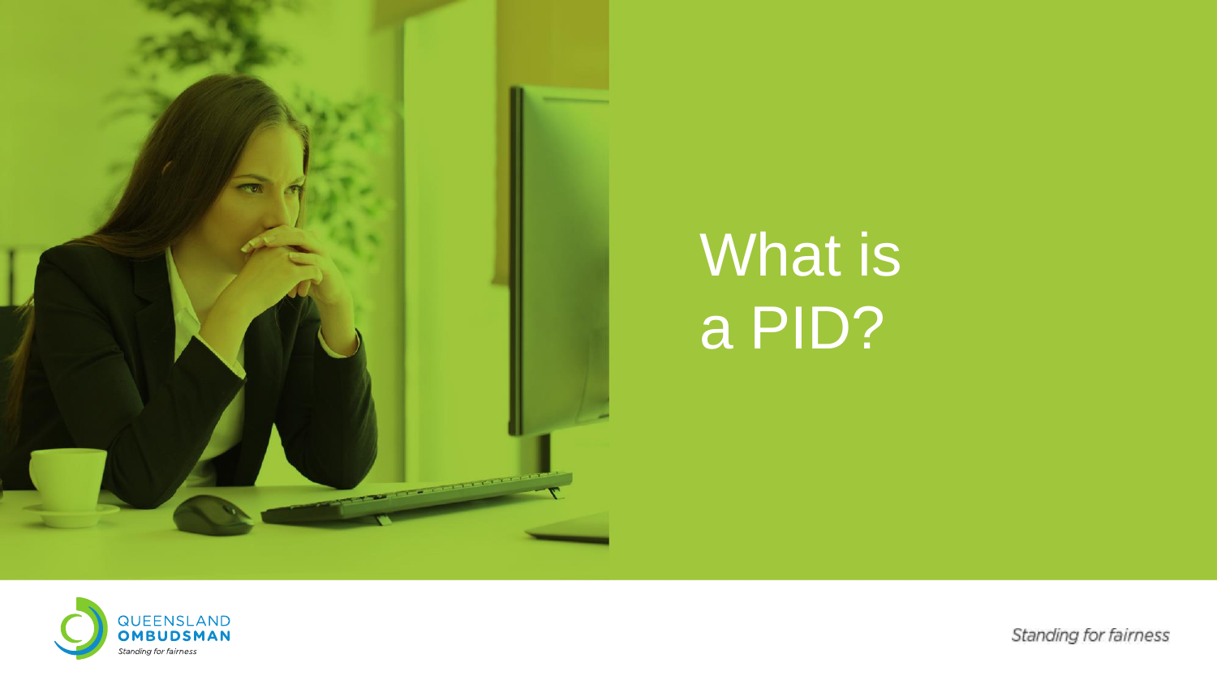# What is a PID?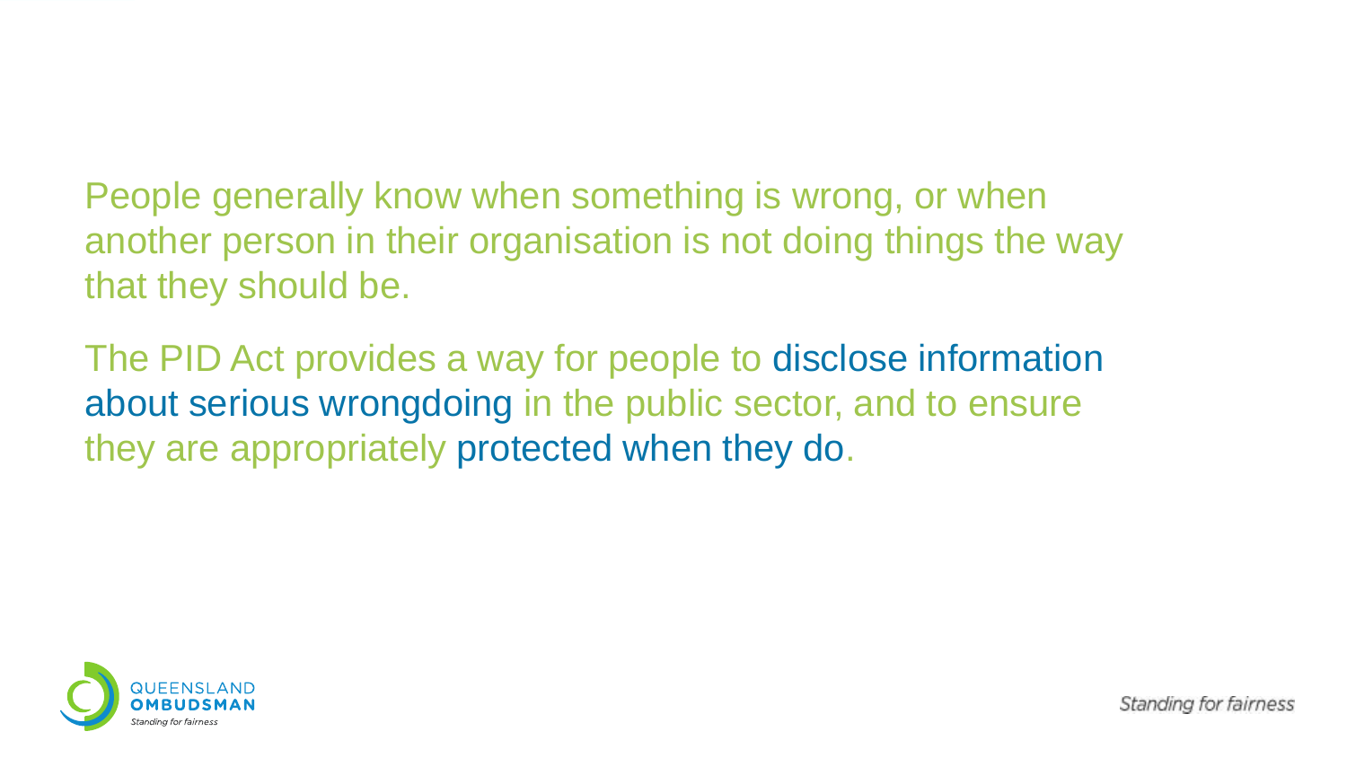People generally know when something is wrong, or when another person in their organisation is not doing things the way that they should be.

The PID Act provides a way for people to disclose information about serious wrongdoing in the public sector, and to ensure they are appropriately protected when they do.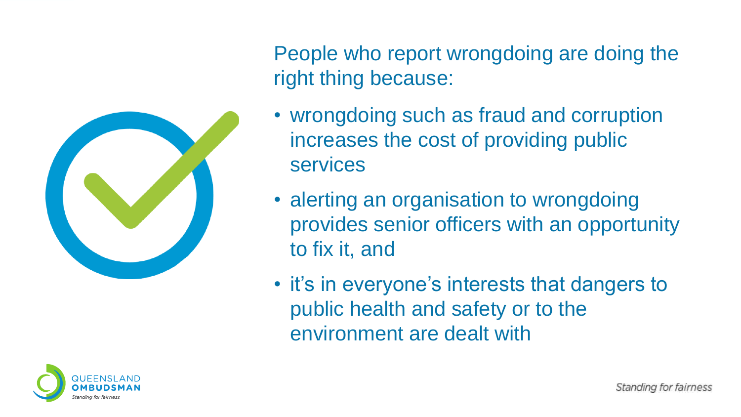People who report wrongdoing are doing the right thing because:

- wrongdoing such as fraud and corruption increases the cost of providing public services
- alerting an organisation to wrongdoing provides senior officers with an opportunity to fix it, and
- it's in everyone's interests that dangers to public health and safety or to the environment are dealt with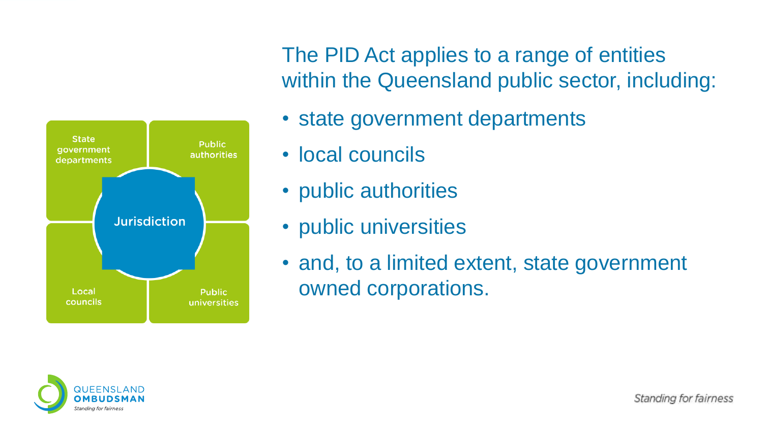State government departments

Public authorities

Jurisdiction

Local councils

Public universities

The PID Act applies to a range of entities within the Queensland public sector, including:

- state government departments
- local councils
- public authorities
- public universities
- and, to a limited extent, state government owned corporations.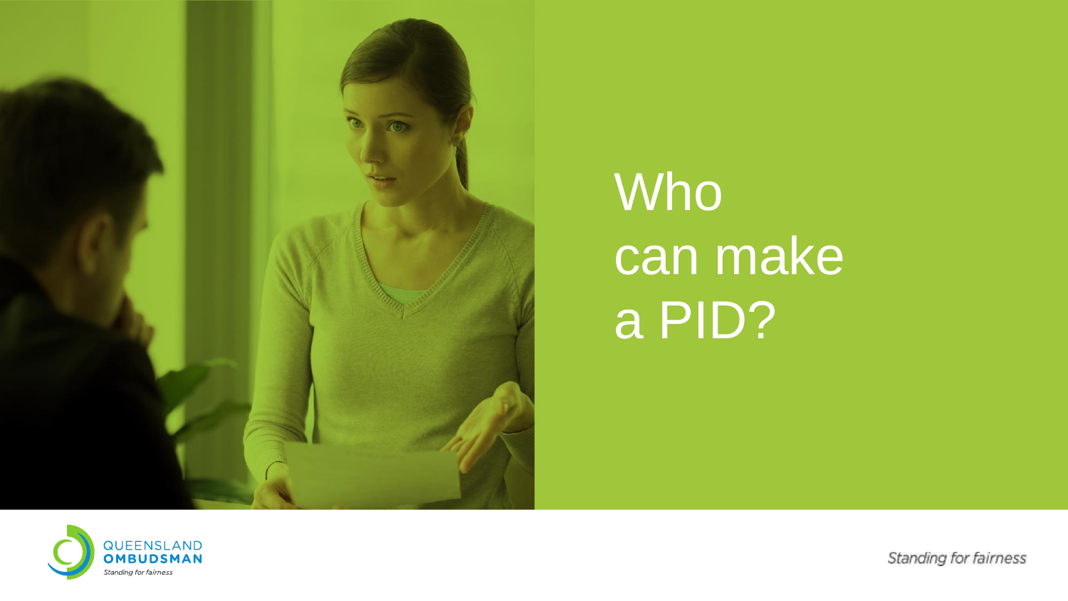# Who can make a PID?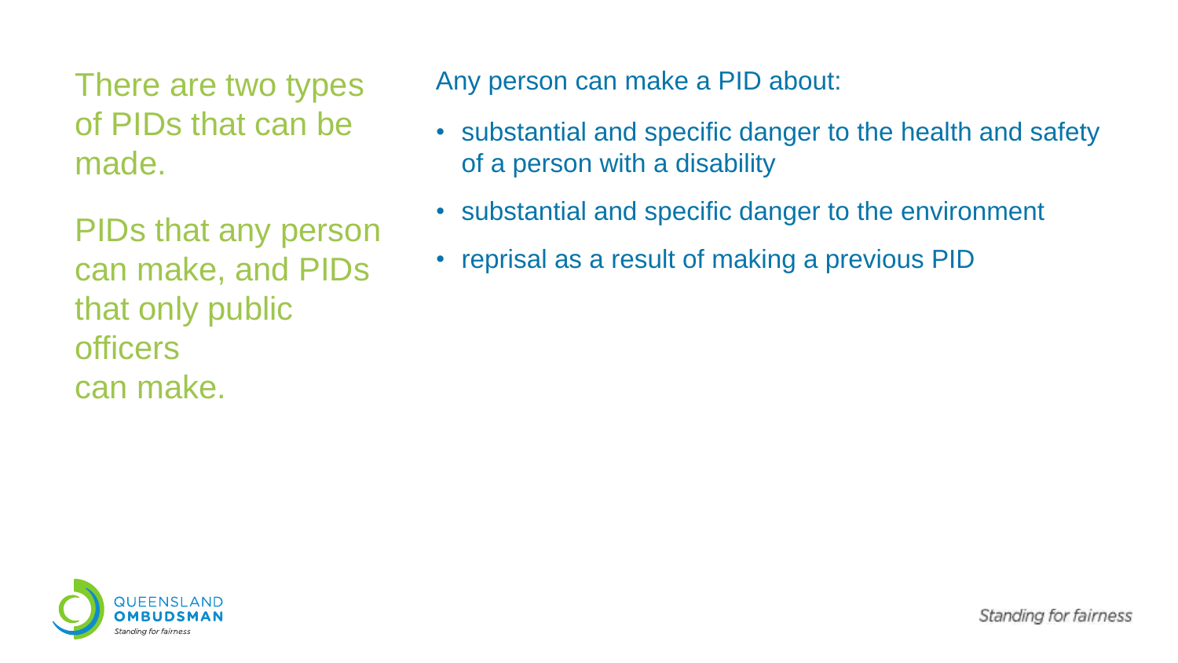There are two types of PIDs that can be made.

PIDs that any person can make, and PIDs that only public officers can make.

Any person can make a PID about:

- substantial and specific danger to the health and safety of a person with a disability
- substantial and specific danger to the environment
- reprisal as a result of making a previous PID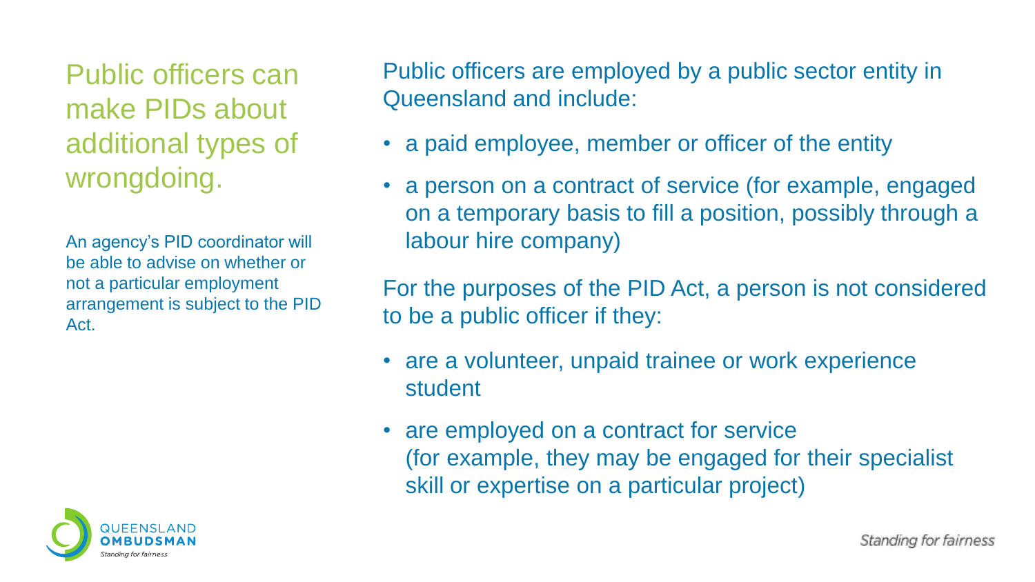# Public officers can make PIDs about additional types of wrongdoing.

An agency's PID coordinator will be able to advise on whether or not a particular employment arrangement is subject to the PID Act.

Public officers are employed by a public sector entity in Queensland and include:

- a paid employee, member or officer of the entity
- a person on a contract of service (for example, engaged on a temporary basis to fill a position, possibly through a labour hire company)

For the purposes of the PID Act, a person is not considered to be a public officer if they:

- are a volunteer, unpaid trainee or work experience student
- are employed on a contract for service (for example, they may be engaged for their specialist skill or expertise on a particular project)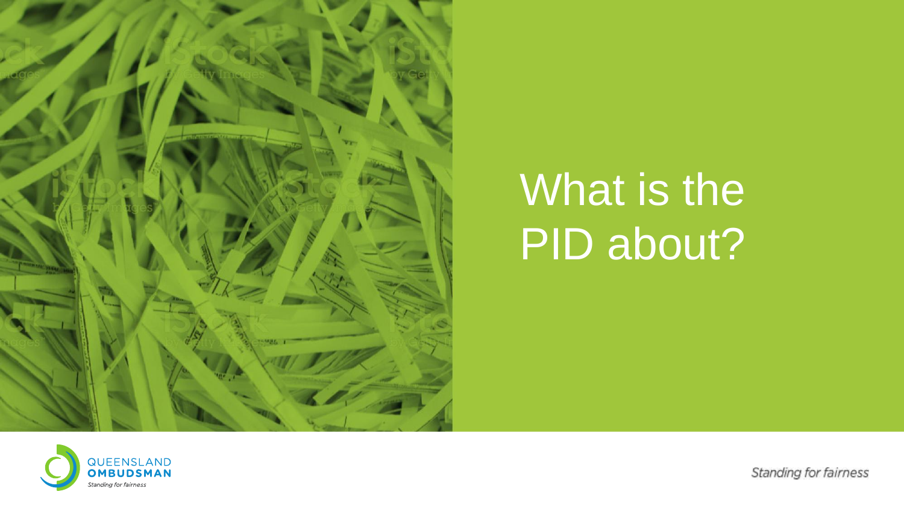# What is the PID about?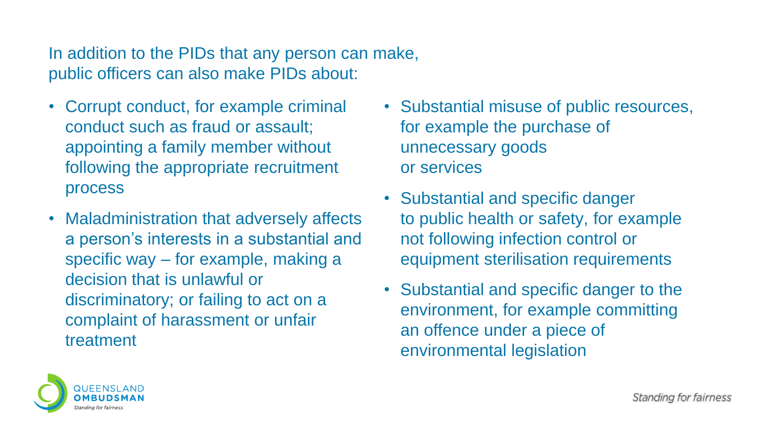In addition to the PIDs that any person can make, public officers can also make PIDs about:

- Corrupt conduct, for example criminal conduct such as fraud or assault; appointing a family member without following the appropriate recruitment process
- Maladministration that adversely affects a person's interests in a substantial and specific way – for example, making a decision that is unlawful or discriminatory; or failing to act on a complaint of harassment or unfair treatment
- Substantial misuse of public resources, for example the purchase of unnecessary goods or services
- Substantial and specific danger to public health or safety, for example not following infection control or equipment sterilisation requirements
- Substantial and specific danger to the environment, for example committing an offence under a piece of environmental legislation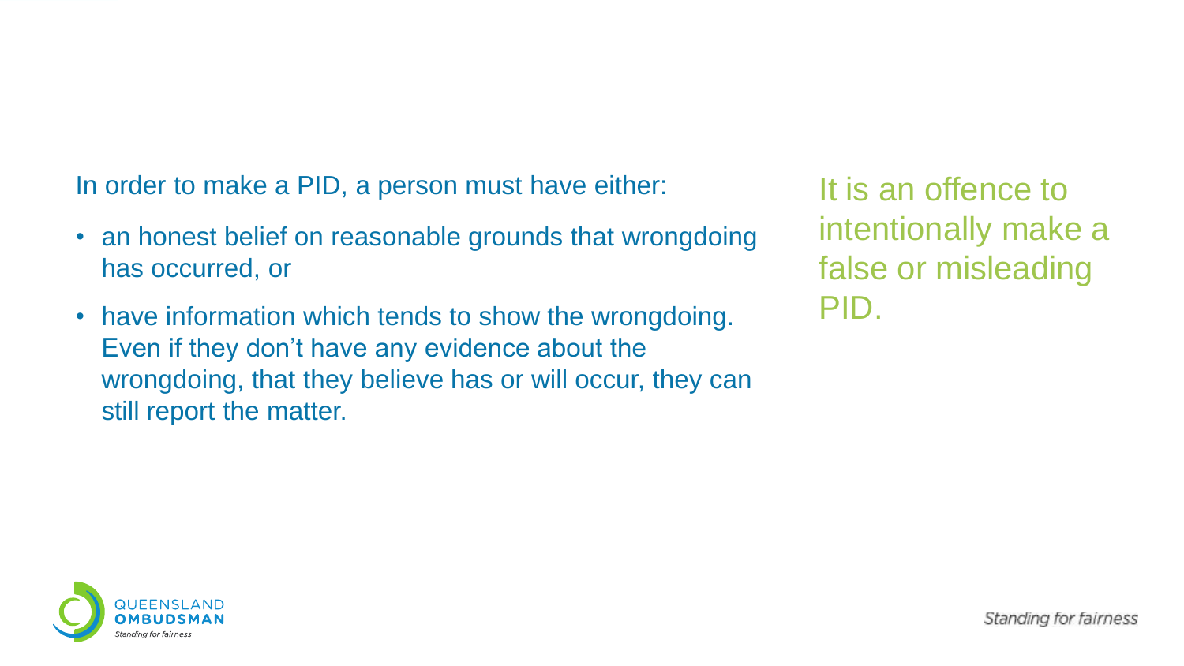In order to make a PID, a person must have either:

- an honest belief on reasonable grounds that wrongdoing has occurred, or
- have information which tends to show the wrongdoing. Even if they don't have any evidence about the wrongdoing, that they believe has or will occur, they can still report the matter.

It is an offence to intentionally make a false or misleading PID.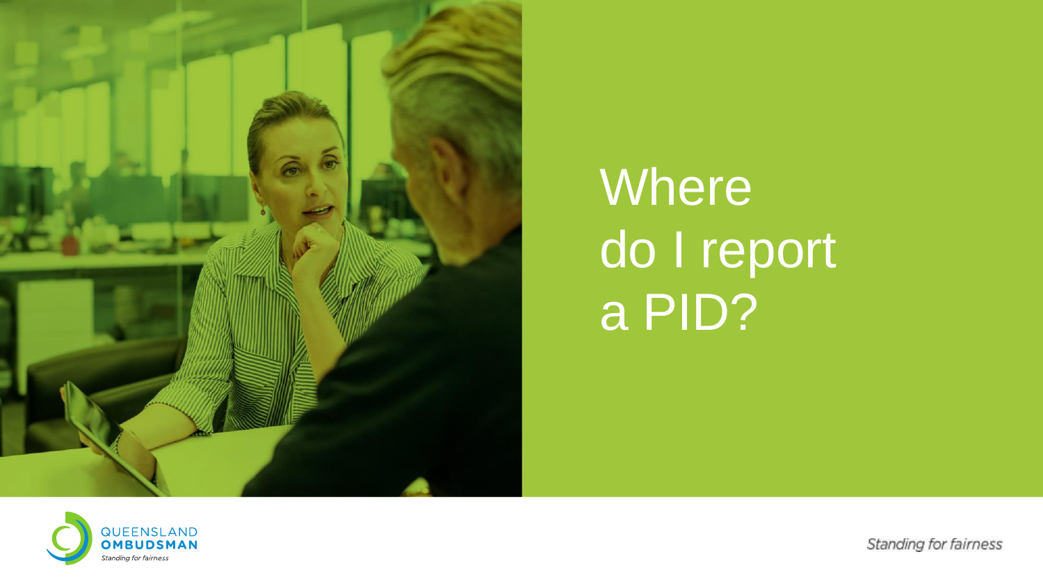# Where do I report a PID?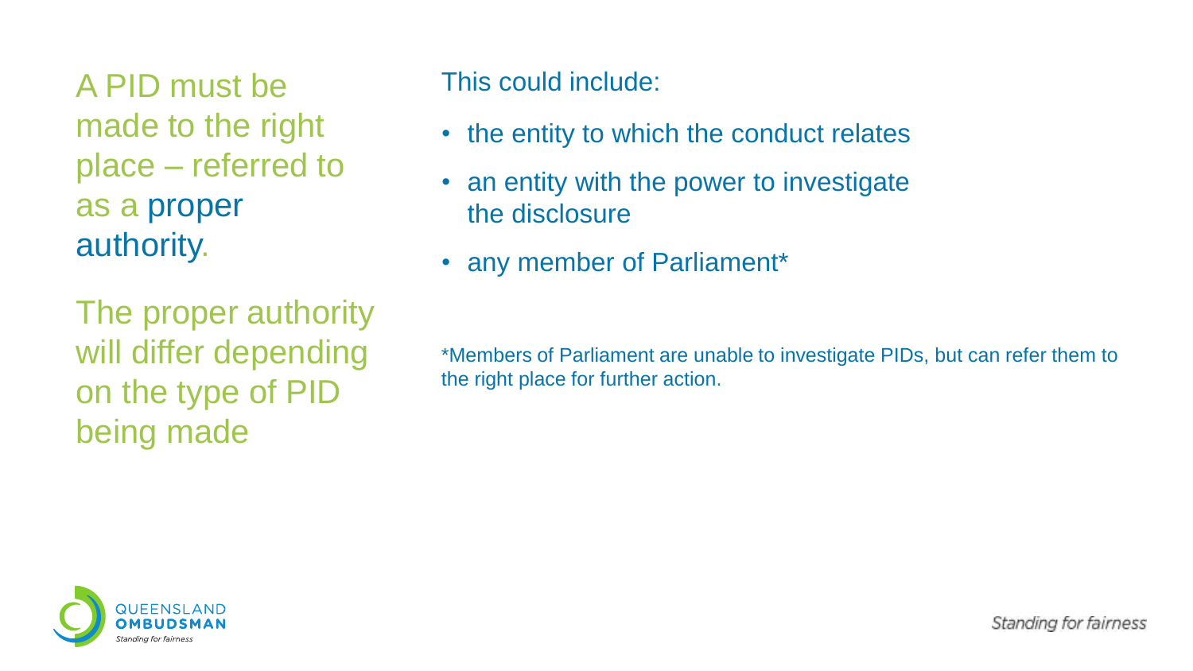A PID must be made to the right place – referred to as a proper authority.

The proper authority will differ depending on the type of PID being made

This could include:

- the entity to which the conduct relates
- an entity with the power to investigate the disclosure
- any member of Parliament*

*Members of Parliament are unable to investigate PIDs, but can refer them to the right place for further action.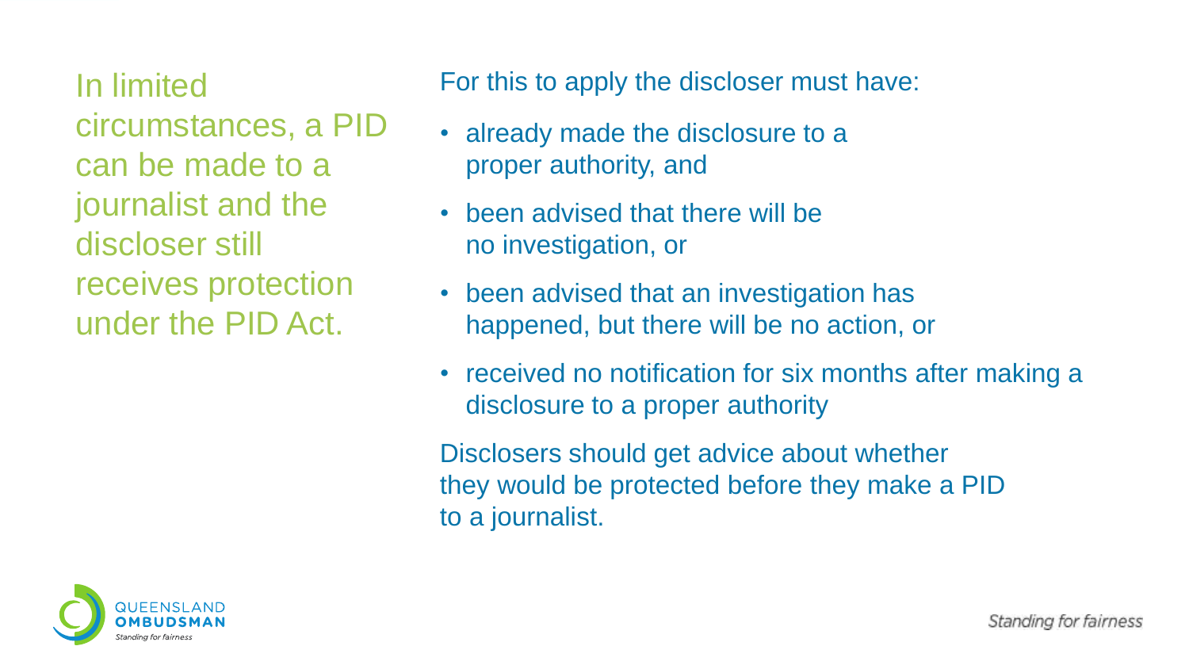## In limited circumstances, a PID can be made to a journalist and the discloser still receives protection under the PID Act.

For this to apply the discloser must have:

- already made the disclosure to a proper authority, and
- been advised that there will be no investigation, or
- been advised that an investigation has happened, but there will be no action, or
- received no notification for six months after making a disclosure to a proper authority

Disclosers should get advice about whether they would be protected before they make a PID to a journalist.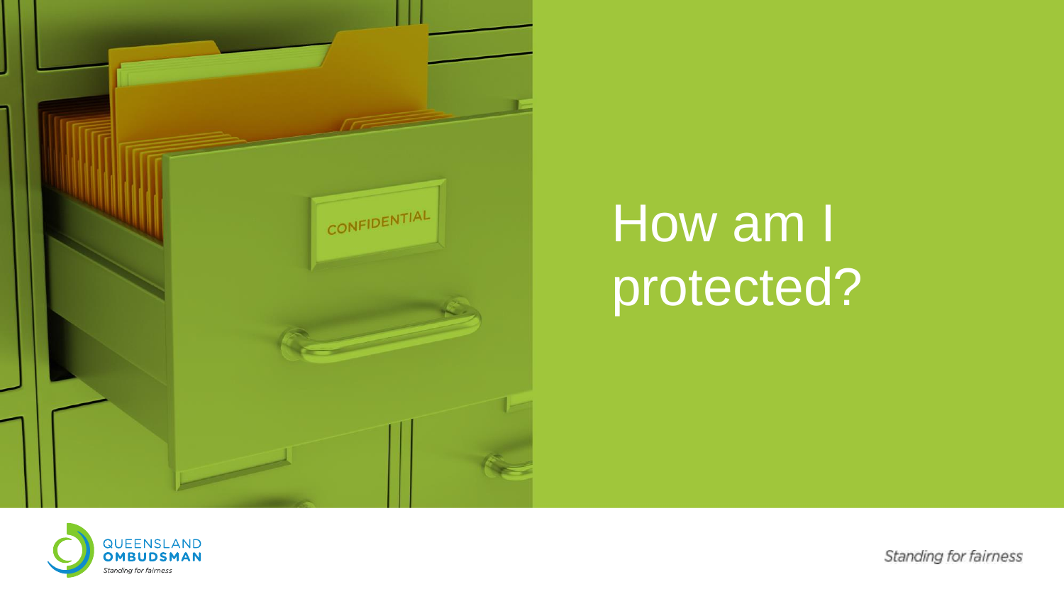# How am I protected?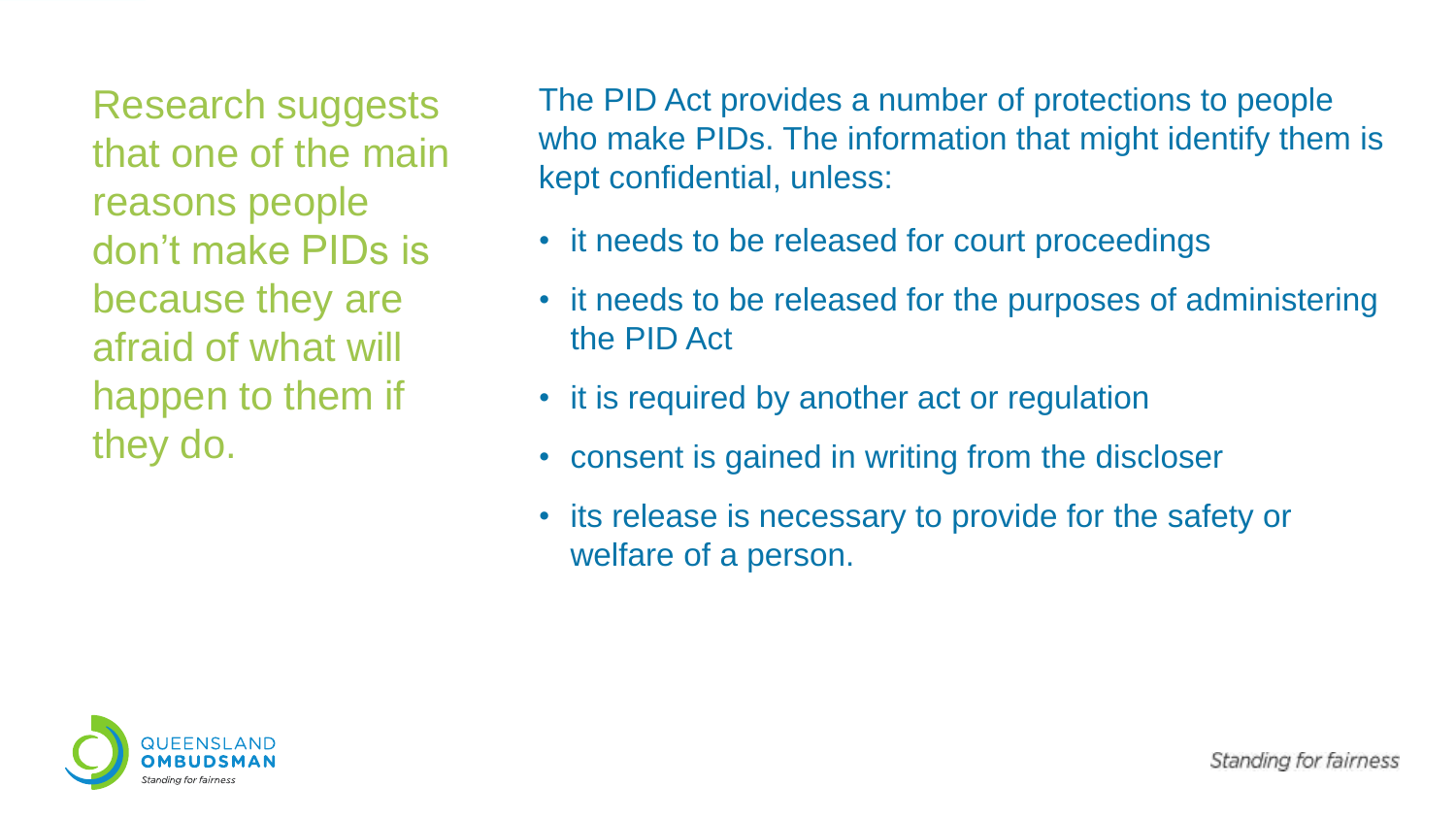Research suggests that one of the main reasons people don't make PIDs is because they are afraid of what will happen to them if they do.

The PID Act provides a number of protections to people who make PIDs. The information that might identify them is kept confidential, unless:

- it needs to be released for court proceedings
- it needs to be released for the purposes of administering the PID Act
- it is required by another act or regulation
- consent is gained in writing from the discloser
- its release is necessary to provide for the safety or welfare of a person.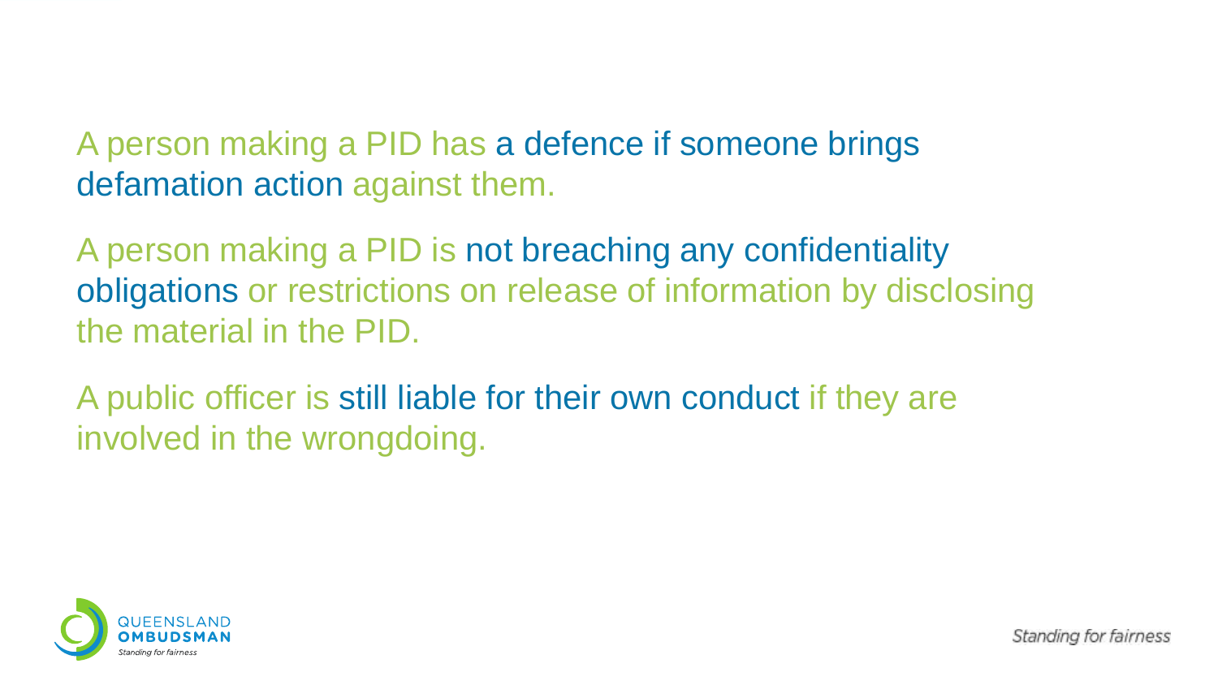A person making a PID has a defence if someone brings defamation action against them.

A person making a PID is not breaching any confidentiality obligations or restrictions on release of information by disclosing the material in the PID.

A public officer is still liable for their own conduct if they are involved in the wrongdoing.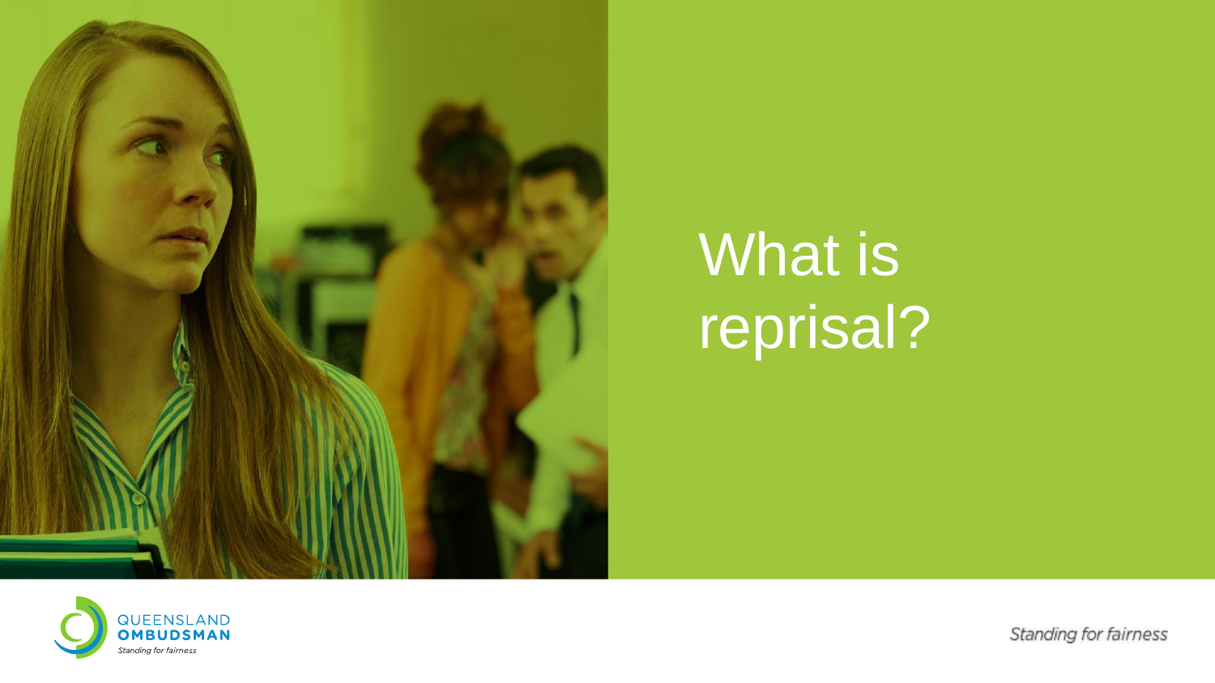# What is reprisal?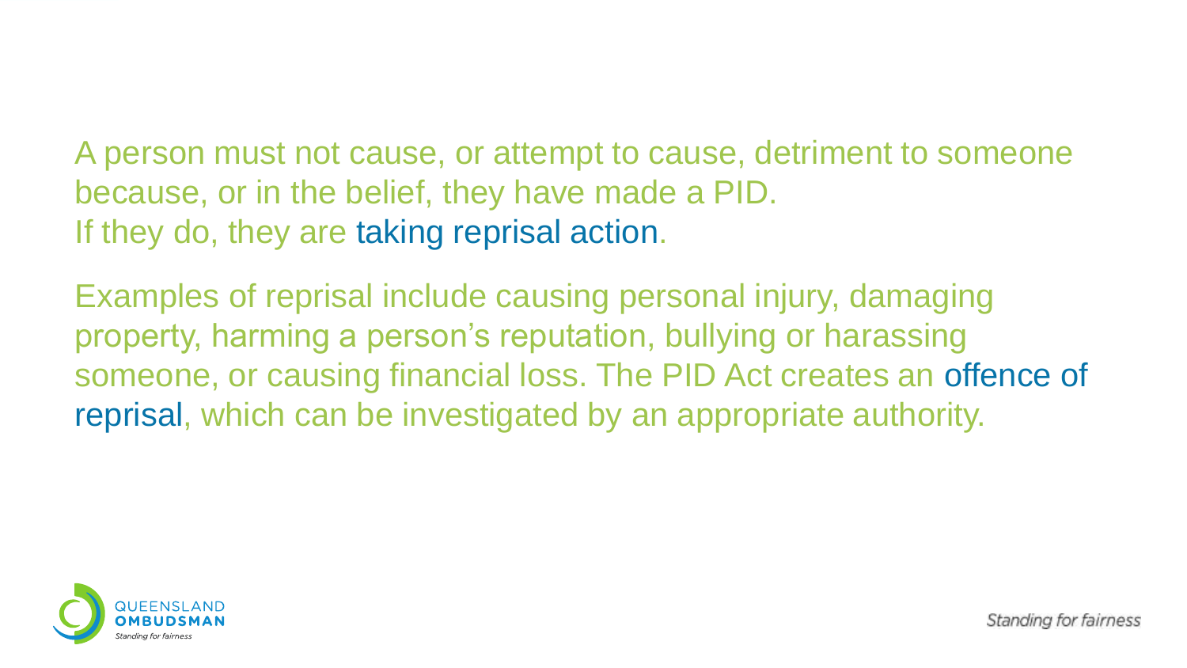A person must not cause, or attempt to cause, detriment to someone because, or in the belief, they have made a PID.
If they do, they are taking reprisal action.

Examples of reprisal include causing personal injury, damaging property, harming a person's reputation, bullying or harassing someone, or causing financial loss. The PID Act creates an offence of reprisal, which can be investigated by an appropriate authority.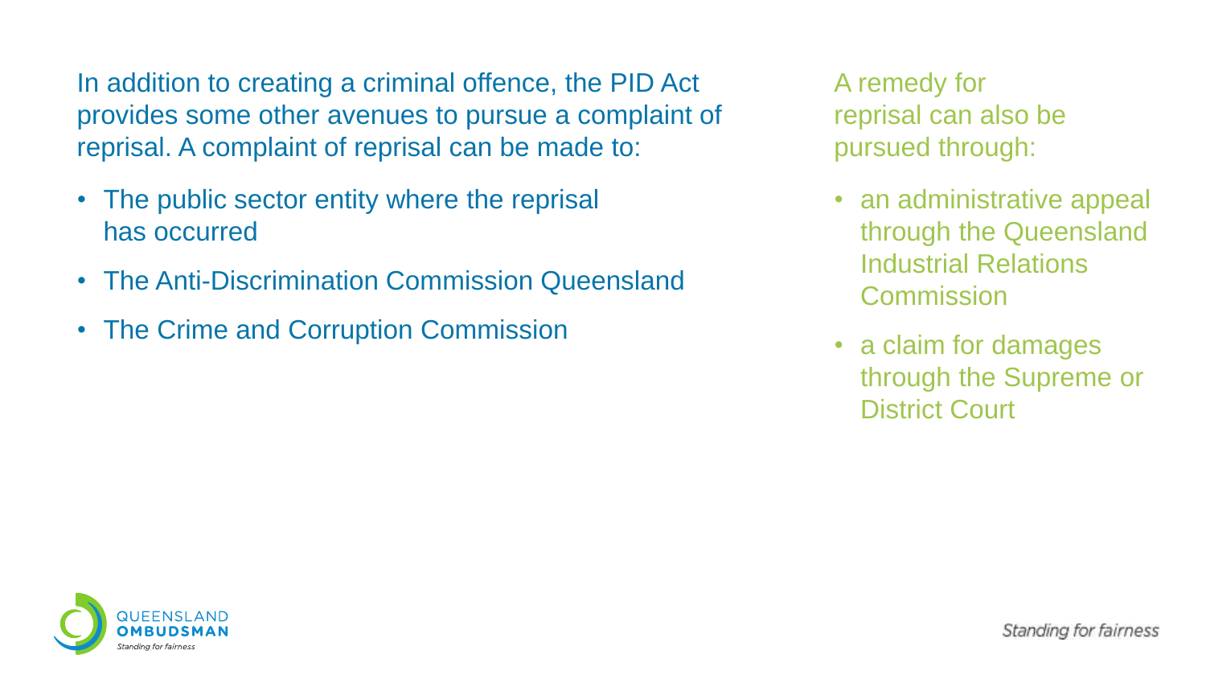In addition to creating a criminal offence, the PID Act provides some other avenues to pursue a complaint of reprisal. A complaint of reprisal can be made to:

- The public sector entity where the reprisal has occurred
- The Anti-Discrimination Commission Queensland
- The Crime and Corruption Commission

A remedy for reprisal can also be pursued through:

- an administrative appeal through the Queensland Industrial Relations Commission
- a claim for damages through the Supreme or District Court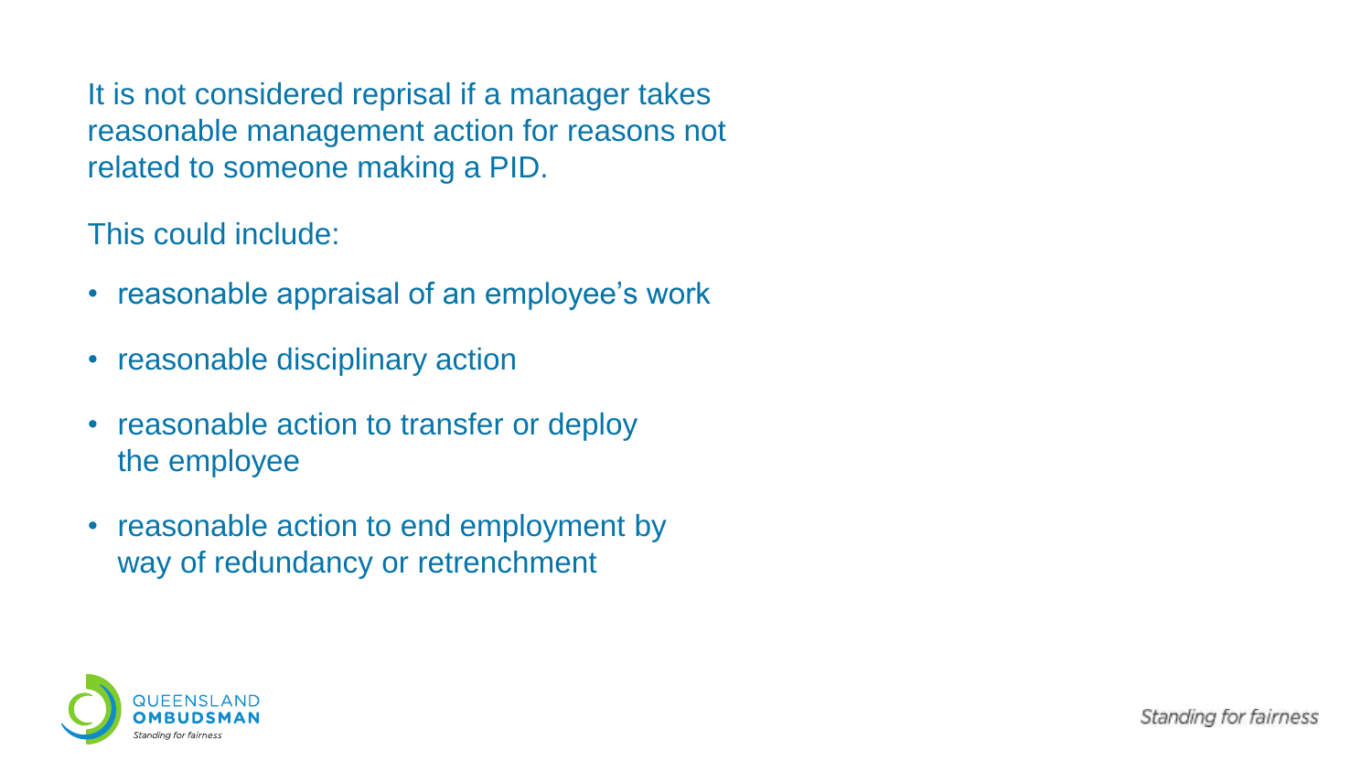It is not considered reprisal if a manager takes reasonable management action for reasons not related to someone making a PID.

This could include:

- reasonable appraisal of an employee's work
- reasonable disciplinary action
- reasonable action to transfer or deploy the employee
- reasonable action to end employment by way of redundancy or retrenchment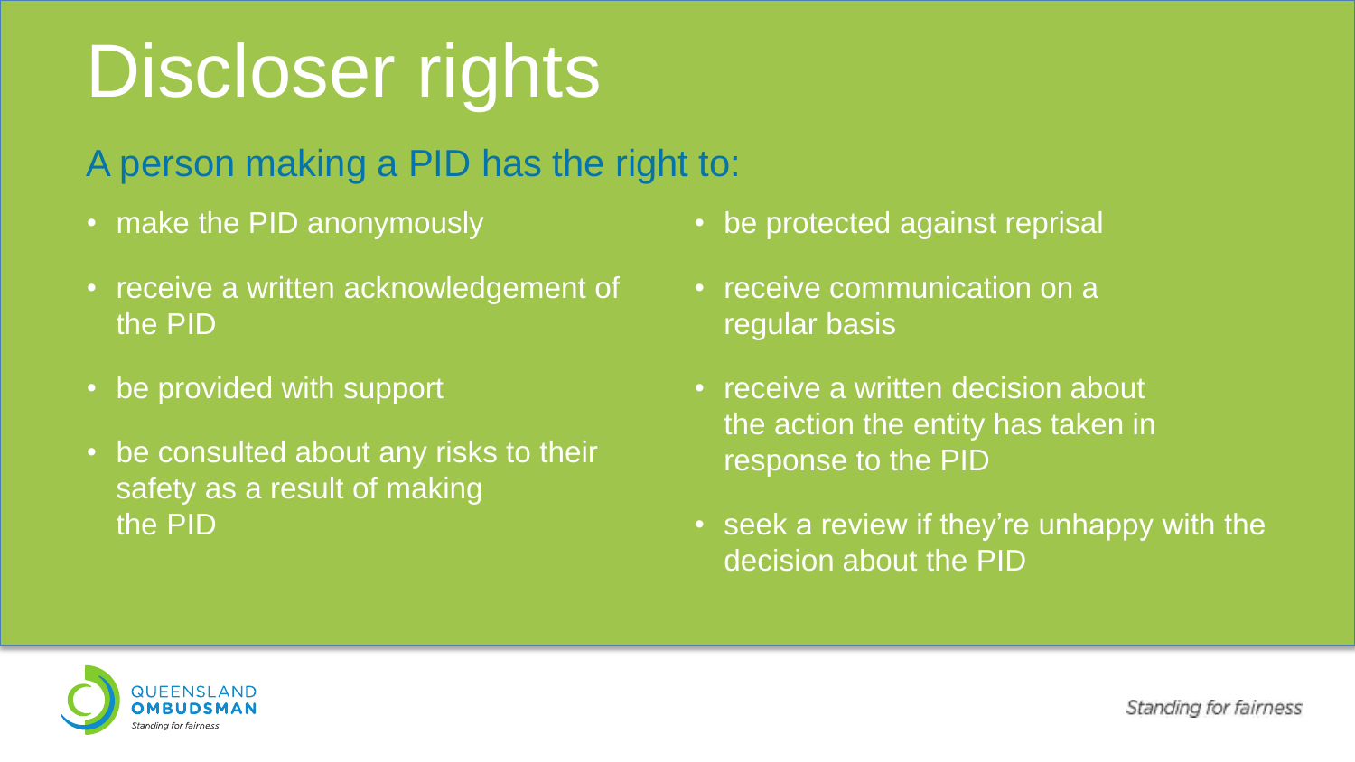# Discloser rights

## A person making a PID has the right to:

- make the PID anonymously
- receive a written acknowledgement of the PID
- be provided with support
- be consulted about any risks to their safety as a result of making the PID
- be protected against reprisal
- receive communication on a regular basis
- receive a written decision about the action the entity has taken in response to the PID
- seek a review if they're unhappy with the decision about the PID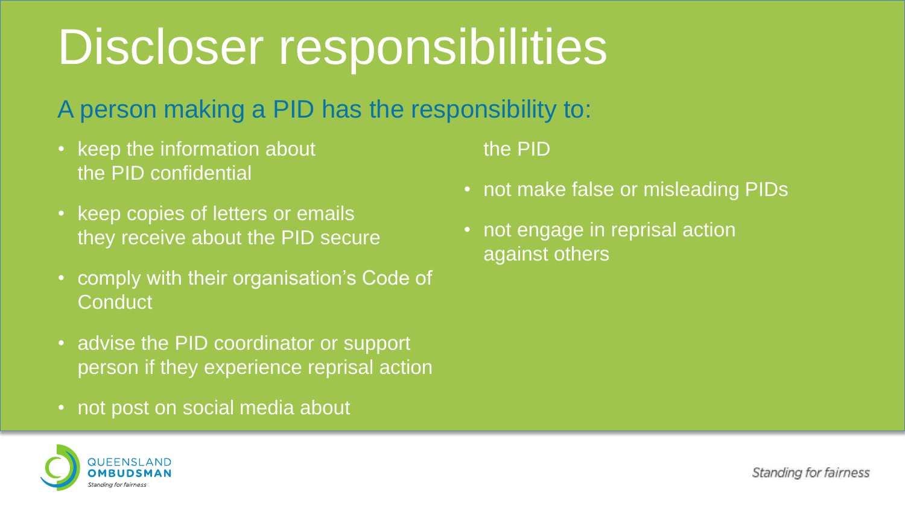# Discloser responsibilities

## A person making a PID has the responsibility to:

- keep the information about the PID confidential
- keep copies of letters or emails they receive about the PID secure
- comply with their organisation's Code of Conduct
- advise the PID coordinator or support person if they experience reprisal action
- not post on social media about the PID
- not make false or misleading PIDs
- not engage in reprisal action against others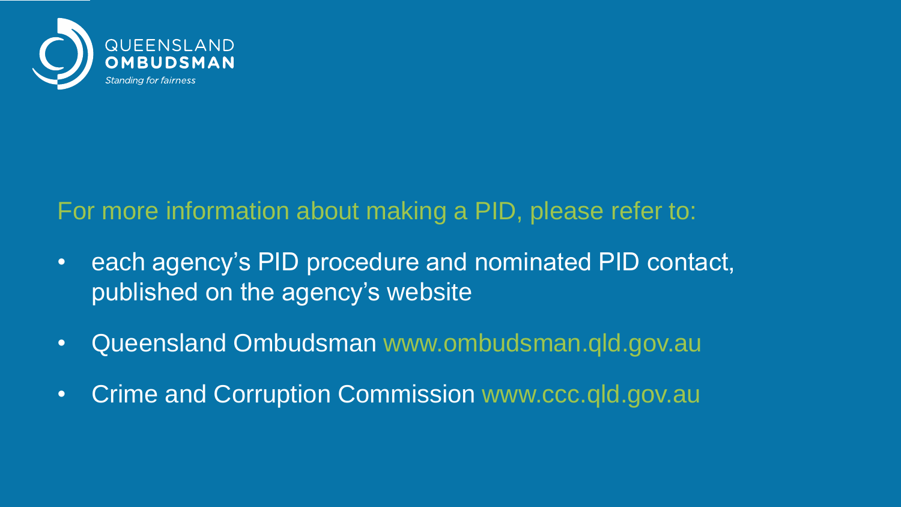QUEENSLAND
**OMBUDSMAN**
*Standing for fairness*

For more information about making a PID, please refer to:

- each agency's PID procedure and nominated PID contact, published on the agency's website
- Queensland Ombudsman www.ombudsman.qld.gov.au
- Crime and Corruption Commission www.ccc.qld.gov.au